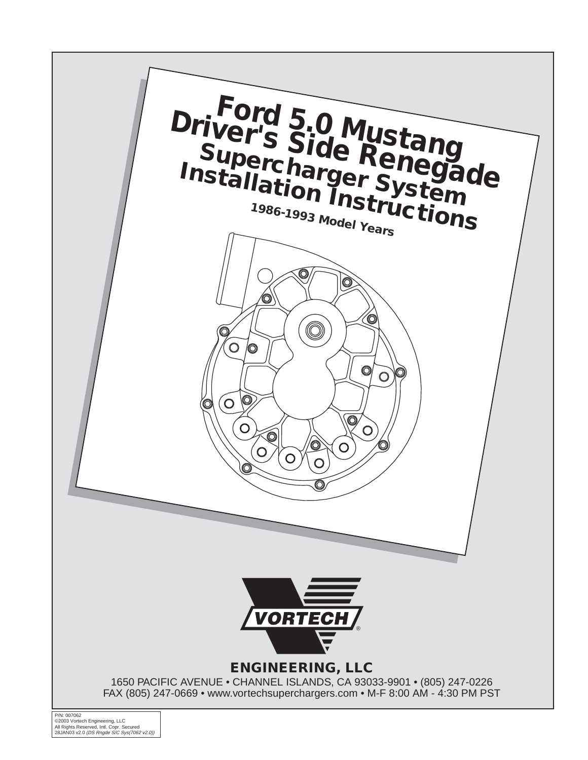# Ford 5.0 Mustang Driver's Side Renegade Supercharger System Installation Instructions

**1986-1993 Model Years**

VORTECH®

**ENGINEERING, LLC**

1650 PACIFIC AVENUE • CHANNEL ISLANDS, CA 93033-9901 • (805) 247-0226
FAX (805) 247-0669 • www.vortechsuperchargers.com • M-F 8:00 AM - 4:30 PM PST

P/N: 007062
©2003 Vortech Engineering, LLC
All Rights Reserved, Intl. Copr. Secured
28JAN03 v2.0 *(DS Rngde S/C Sys(7062 v2.0))*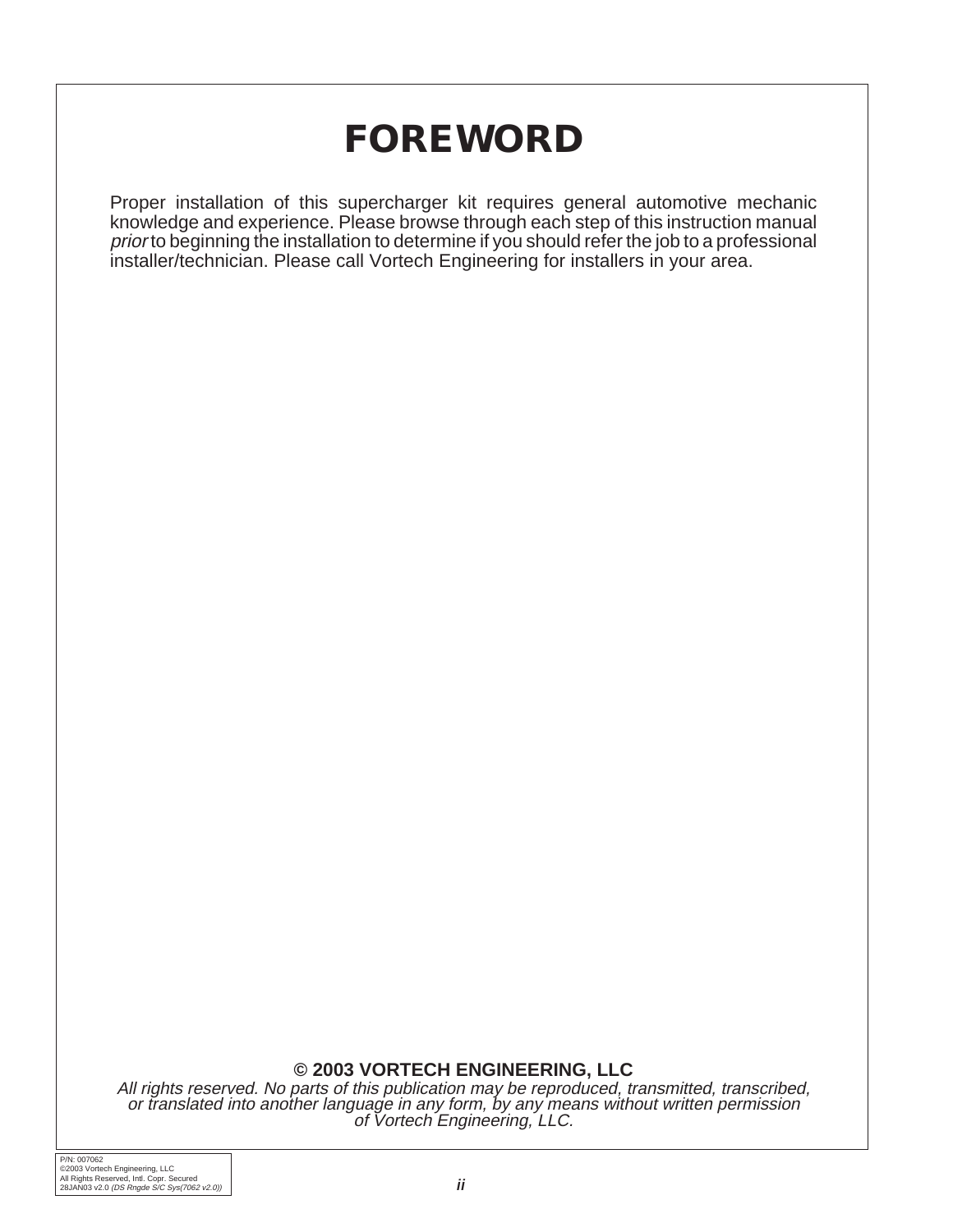# FOREWORD

Proper installation of this supercharger kit requires general automotive mechanic knowledge and experience. Please browse through each step of this instruction manual *prior* to beginning the installation to determine if you should refer the job to a professional installer/technician. Please call Vortech Engineering for installers in your area.

**© 2003 VORTECH ENGINEERING, LLC**

*All rights reserved. No parts of this publication may be reproduced, transmitted, transcribed, or translated into another language in any form, by any means without written permission of Vortech Engineering, LLC.*

P/N: 007062
©2003 Vortech Engineering, LLC
All Rights Reserved, Intl. Copr. Secured
28JAN03 v2.0 *(DS Rngde S/C Sys(7062 v2.0))*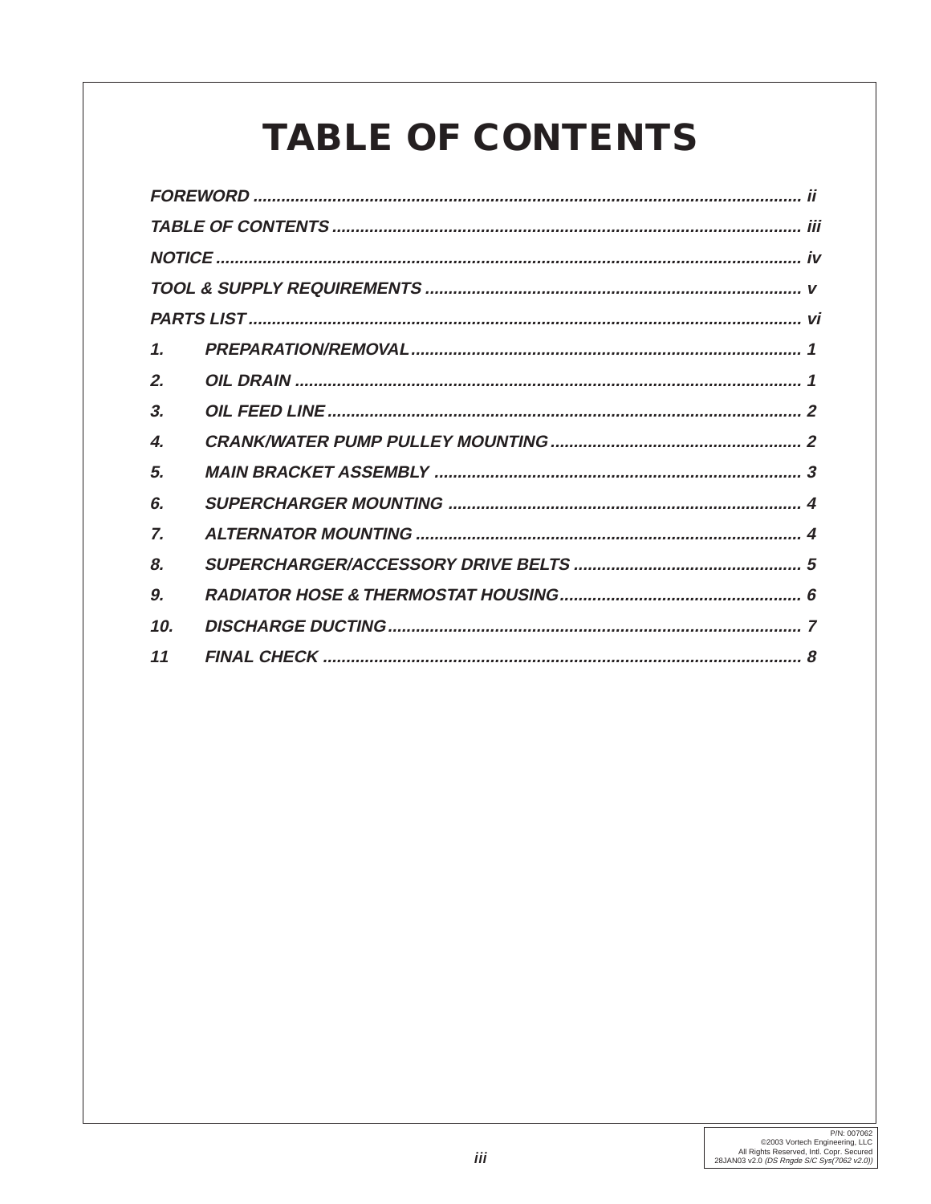# TABLE OF CONTENTS

| | | |
|---|---|---|
| ***FOREWORD*** | | ***ii*** |
| ***TABLE OF CONTENTS*** | | ***iii*** |
| ***NOTICE*** | | ***iv*** |
| ***TOOL & SUPPLY REQUIREMENTS*** | | ***v*** |
| ***PARTS LIST*** | | ***vi*** |
| ***1.*** | ***PREPARATION/REMOVAL*** | ***1*** |
| ***2.*** | ***OIL DRAIN*** | ***1*** |
| ***3.*** | ***OIL FEED LINE*** | ***2*** |
| ***4.*** | ***CRANK/WATER PUMP PULLEY MOUNTING*** | ***2*** |
| ***5.*** | ***MAIN BRACKET ASSEMBLY*** | ***3*** |
| ***6.*** | ***SUPERCHARGER MOUNTING*** | ***4*** |
| ***7.*** | ***ALTERNATOR MOUNTING*** | ***4*** |
| ***8.*** | ***SUPERCHARGER/ACCESSORY DRIVE BELTS*** | ***5*** |
| ***9.*** | ***RADIATOR HOSE & THERMOSTAT HOUSING*** | ***6*** |
| ***10.*** | ***DISCHARGE DUCTING*** | ***7*** |
| ***11*** | ***FINAL CHECK*** | ***8*** |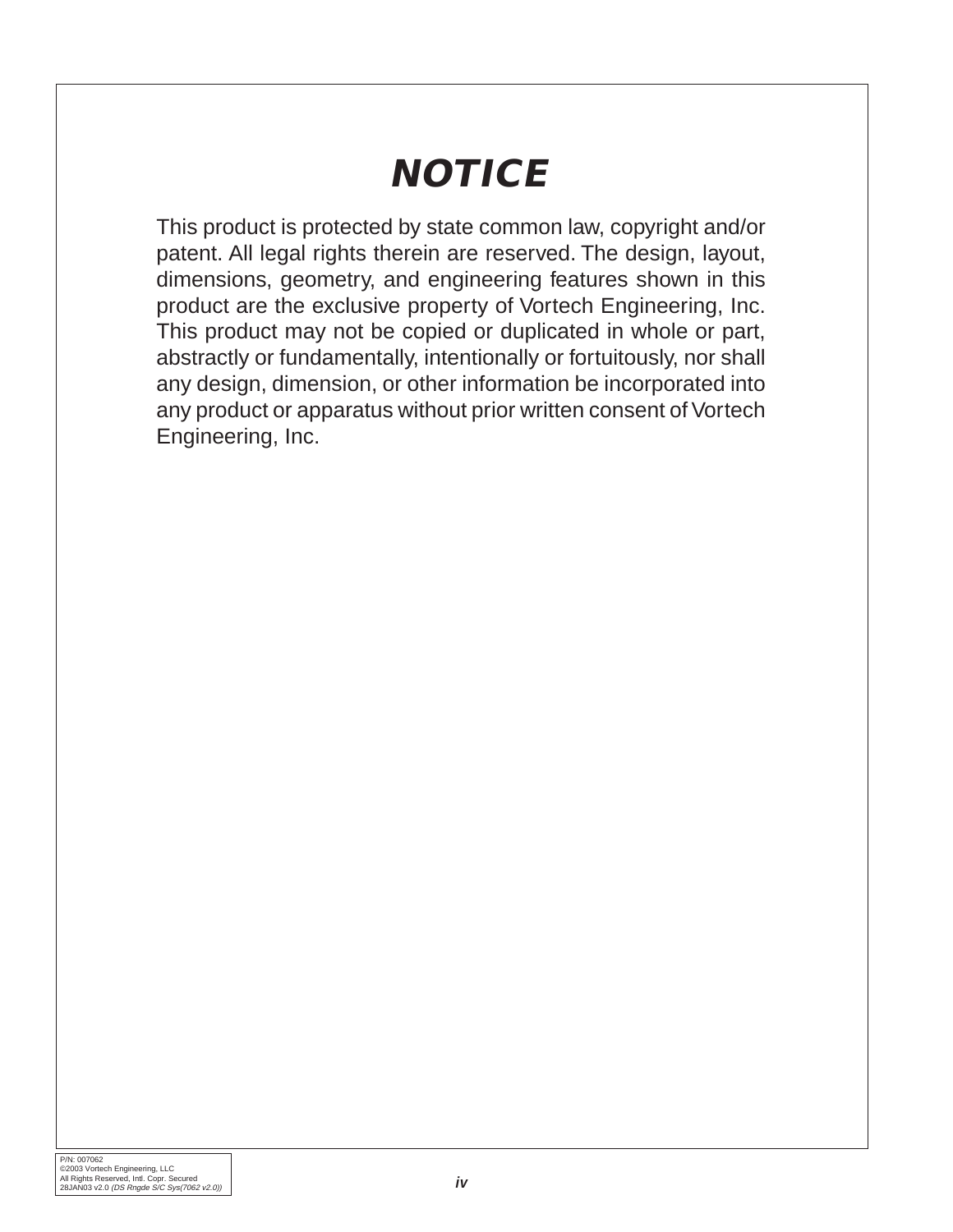# NOTICE

This product is protected by state common law, copyright and/or patent. All legal rights therein are reserved. The design, layout, dimensions, geometry, and engineering features shown in this product are the exclusive property of Vortech Engineering, Inc. This product may not be copied or duplicated in whole or part, abstractly or fundamentally, intentionally or fortuitously, nor shall any design, dimension, or other information be incorporated into any product or apparatus without prior written consent of Vortech Engineering, Inc.

P/N: 007062
©2003 Vortech Engineering, LLC
All Rights Reserved, Intl. Copr. Secured
28JAN03 v2.0 *(DS Rngde S/C Sys(7062 v2.0))*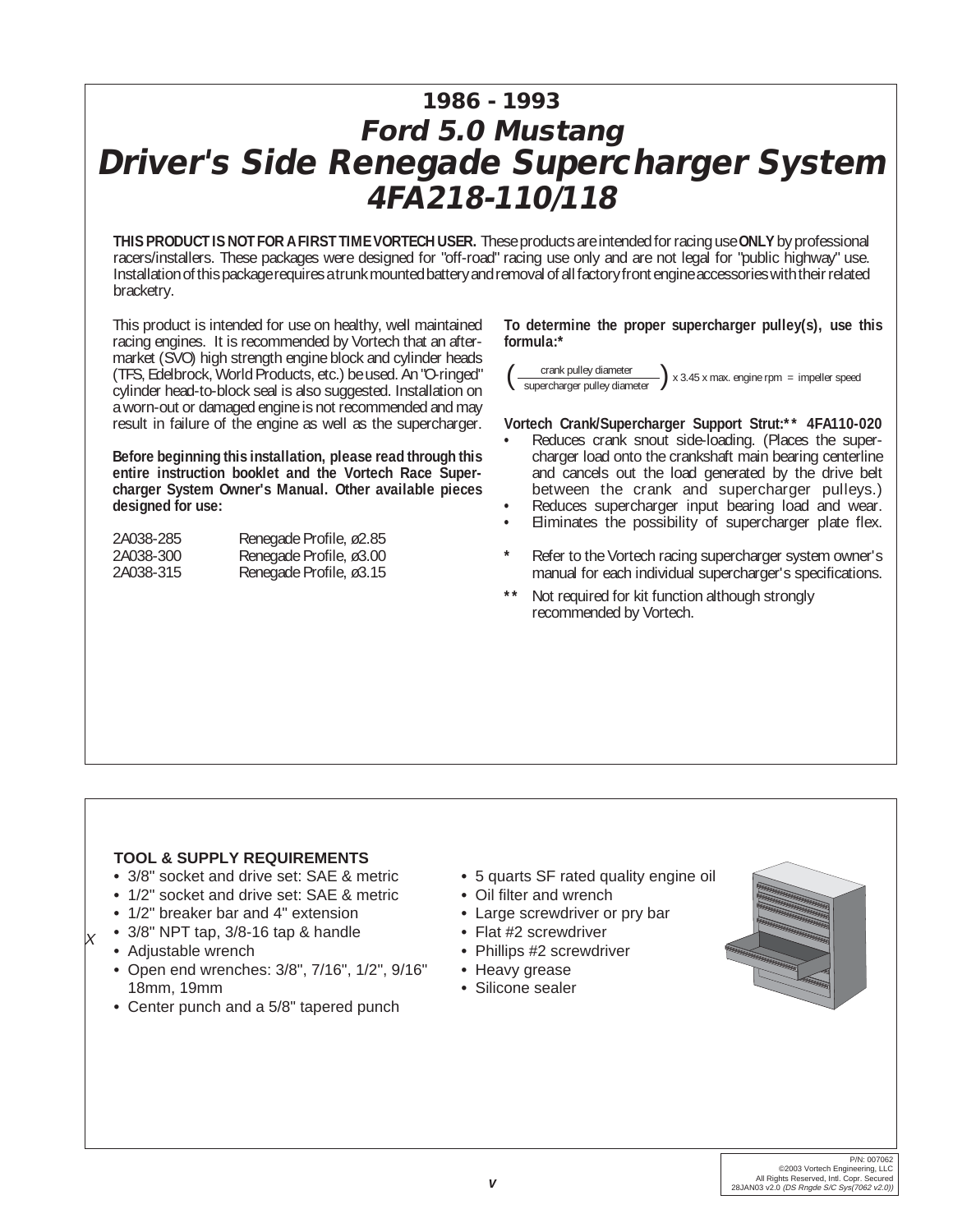# 1986 - 1993

## Ford 5.0 Mustang

# Driver's Side Renegade Supercharger System

## 4FA218-110/118

**THIS PRODUCT IS NOT FOR A FIRST TIME VORTECH USER.** These products are intended for racing use **ONLY** by professional racers/installers. These packages were designed for "off-road" racing use only and are not legal for "public highway" use. Installation of this package requires a trunk mounted battery and removal of all factory front engine accessories with their related bracketry.

This product is intended for use on healthy, well maintained racing engines. It is recommended by Vortech that an aftermarket (SVO) high strength engine block and cylinder heads (TFS, Edelbrock, World Products, etc.) be used. An "O-ringed" cylinder head-to-block seal is also suggested. Installation on a worn-out or damaged engine is not recommended and may result in failure of the engine as well as the supercharger.

**Before beginning this installation, please read through this entire instruction booklet and the Vortech Race Supercharger System Owner's Manual. Other available pieces designed for use:**

| | |
|---|---|
| 2A038-285 | Renegade Profile, ø2.85 |
| 2A038-300 | Renegade Profile, ø3.00 |
| 2A038-315 | Renegade Profile, ø3.15 |

**To determine the proper supercharger pulley(s), use this formula:***

$$\left(\frac{\text{crank pulley diameter}}{\text{supercharger pulley diameter}}\right) \times 3.45 \times \text{max. engine rpm} = \text{impeller speed}$$

**Vortech Crank/Supercharger Support Strut:** 4FA110-020**

- Reduces crank snout side-loading. (Places the supercharger load onto the crankshaft main bearing centerline and cancels out the load generated by the drive belt between the crank and supercharger pulleys.)
- Reduces supercharger input bearing load and wear.
- Eliminates the possibility of supercharger plate flex.

\* Refer to the Vortech racing supercharger system owner's manual for each individual supercharger's specifications.

\*\* Not required for kit function although strongly recommended by Vortech.

### TOOL & SUPPLY REQUIREMENTS

- 3/8" socket and drive set: SAE & metric
- 1/2" socket and drive set: SAE & metric
- 1/2" breaker bar and 4" extension
- 3/8" NPT tap, 3/8-16 tap & handle
- Adjustable wrench
- Open end wrenches: 3/8", 7/16", 1/2", 9/16" 18mm, 19mm
- Center punch and a 5/8" tapered punch
- 5 quarts SF rated quality engine oil
- Oil filter and wrench
- Large screwdriver or pry bar
- Flat #2 screwdriver
- Phillips #2 screwdriver
- Heavy grease
- Silicone sealer

P/N: 007062
©2003 Vortech Engineering, LLC
All Rights Reserved, Intl. Copr. Secured
28JAN03 v2.0 *(DS Rngde S/C Sys(7062 v2.0))*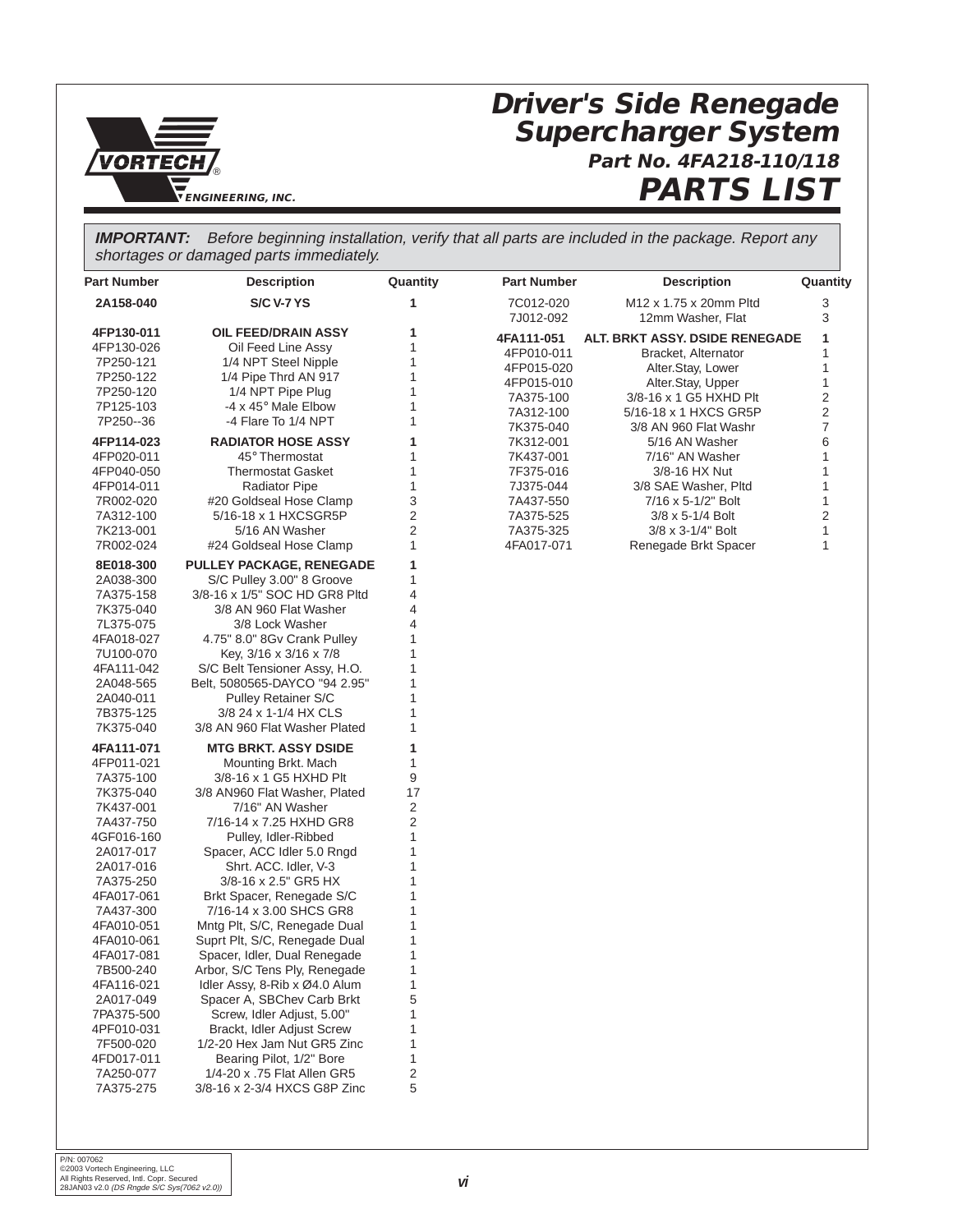# Driver's Side Renegade Supercharger System

### Part No. 4FA218-110/118

## PARTS LIST

***IMPORTANT:*** *Before beginning installation, verify that all parts are included in the package. Report any shortages or damaged parts immediately.*

| Part Number | Description | Quantity |
|---|---|---|
| **2A158-040** | **S/C V-7 YS** | **1** |
| **4FP130-011** | **OIL FEED/DRAIN ASSY** | **1** |
| 4FP130-026 | Oil Feed Line Assy | 1 |
| 7P250-121 | 1/4 NPT Steel Nipple | 1 |
| 7P250-122 | 1/4 Pipe Thrd AN 917 | 1 |
| 7P250-120 | 1/4 NPT Pipe Plug | 1 |
| 7P125-103 | -4 x 45° Male Elbow | 1 |
| 7P250--36 | -4 Flare To 1/4 NPT | 1 |
| **4FP114-023** | **RADIATOR HOSE ASSY** | **1** |
| 4FP020-011 | 45° Thermostat | 1 |
| 4FP040-050 | Thermostat Gasket | 1 |
| 4FP014-011 | Radiator Pipe | 1 |
| 7R002-020 | #20 Goldseal Hose Clamp | 3 |
| 7A312-100 | 5/16-18 x 1 HXCSGR5P | 2 |
| 7K213-001 | 5/16 AN Washer | 2 |
| 7R002-024 | #24 Goldseal Hose Clamp | 1 |
| **8E018-300** | **PULLEY PACKAGE, RENEGADE** | **1** |
| 2A038-300 | S/C Pulley 3.00" 8 Groove | 1 |
| 7A375-158 | 3/8-16 x 1/5" SOC HD GR8 Pltd | 4 |
| 7K375-040 | 3/8 AN 960 Flat Washer | 4 |
| 7L375-075 | 3/8 Lock Washer | 4 |
| 4FA018-027 | 4.75" 8.0" 8Gv Crank Pulley | 1 |
| 7U100-070 | Key, 3/16 x 3/16 x 7/8 | 1 |
| 4FA111-042 | S/C Belt Tensioner Assy, H.O. | 1 |
| 2A048-565 | Belt, 5080565-DAYCO "94 2.95" | 1 |
| 2A040-011 | Pulley Retainer S/C | 1 |
| 7B375-125 | 3/8 24 x 1-1/4 HX CLS | 1 |
| 7K375-040 | 3/8 AN 960 Flat Washer Plated | 1 |
| **4FA111-071** | **MTG BRKT. ASSY DSIDE** | **1** |
| 4FP011-021 | Mounting Brkt. Mach | 1 |
| 7A375-100 | 3/8-16 x 1 G5 HXHD Plt | 9 |
| 7K375-040 | 3/8 AN960 Flat Washer, Plated | 17 |
| 7K437-001 | 7/16" AN Washer | 2 |
| 7A437-750 | 7/16-14 x 7.25 HXHD GR8 | 2 |
| 4GF016-160 | Pulley, Idler-Ribbed | 1 |
| 2A017-017 | Spacer, ACC Idler 5.0 Rngd | 1 |
| 2A017-016 | Shrt. ACC. Idler, V-3 | 1 |
| 7A375-250 | 3/8-16 x 2.5" GR5 HX | 1 |
| 4FA017-061 | Brkt Spacer, Renegade S/C | 1 |
| 7A437-300 | 7/16-14 x 3.00 SHCS GR8 | 1 |
| 4FA010-051 | Mntg Plt, S/C, Renegade Dual | 1 |
| 4FA010-061 | Suprt Plt, S/C, Renegade Dual | 1 |
| 4FA017-081 | Spacer, Idler, Dual Renegade | 1 |
| 7B500-240 | Arbor, S/C Tens Ply, Renegade | 1 |
| 4FA116-021 | Idler Assy, 8-Rib x Ø4.0 Alum | 1 |
| 2A017-049 | Spacer A, SBChev Carb Brkt | 5 |
| 7PA375-500 | Screw, Idler Adjust, 5.00" | 1 |
| 4PF010-031 | Brackt, Idler Adjust Screw | 1 |
| 7F500-020 | 1/2-20 Hex Jam Nut GR5 Zinc | 1 |
| 4FD017-011 | Bearing Pilot, 1/2" Bore | 1 |
| 7A250-077 | 1/4-20 x .75 Flat Allen GR5 | 2 |
| 7A375-275 | 3/8-16 x 2-3/4 HXCS G8P Zinc | 5 |

| Part Number | Description | Quantity |
|---|---|---|
| 7C012-020 | M12 x 1.75 x 20mm Pltd | 3 |
| 7J012-092 | 12mm Washer, Flat | 3 |
| **4FA111-051** | **ALT. BRKT ASSY. DSIDE RENEGADE** | **1** |
| 4FP010-011 | Bracket, Alternator | 1 |
| 4FP015-020 | Alter.Stay, Lower | 1 |
| 4FP015-010 | Alter.Stay, Upper | 1 |
| 7A375-100 | 3/8-16 x 1 G5 HXHD Plt | 2 |
| 7A312-100 | 5/16-18 x 1 HXCS GR5P | 2 |
| 7K375-040 | 3/8 AN 960 Flat Washr | 7 |
| 7K312-001 | 5/16 AN Washer | 6 |
| 7K437-001 | 7/16" AN Washer | 1 |
| 7F375-016 | 3/8-16 HX Nut | 1 |
| 7J375-044 | 3/8 SAE Washer, Pltd | 1 |
| 7A437-550 | 7/16 x 5-1/2" Bolt | 1 |
| 7A375-525 | 3/8 x 5-1/4 Bolt | 2 |
| 7A375-325 | 3/8 x 3-1/4" Bolt | 1 |
| 4FA017-071 | Renegade Brkt Spacer | 1 |

P/N: 007062
©2003 Vortech Engineering, LLC
All Rights Reserved, Intl. Copr. Secured
28JAN03 v2.0 *(DS Rngde S/C Sys(7062 v2.0))*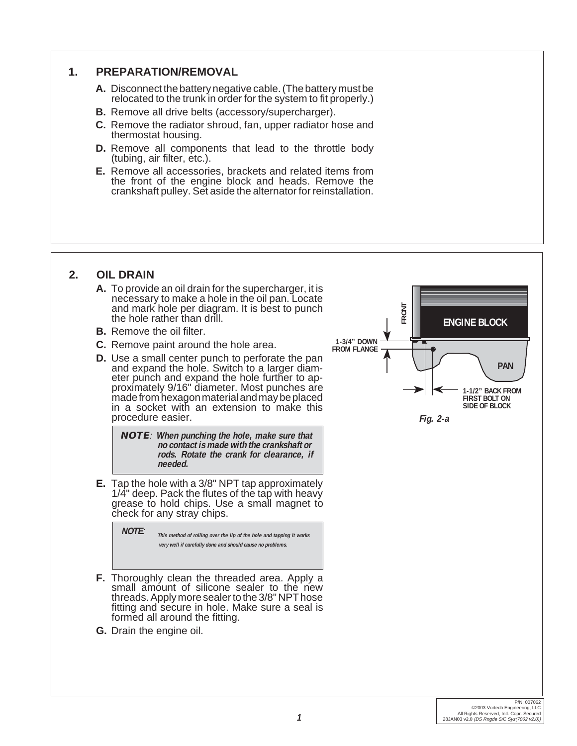## 1. PREPARATION/REMOVAL

**A.** Disconnect the battery negative cable. (The battery must be relocated to the trunk in order for the system to fit properly.)

**B.** Remove all drive belts (accessory/supercharger).

**C.** Remove the radiator shroud, fan, upper radiator hose and thermostat housing.

**D.** Remove all components that lead to the throttle body (tubing, air filter, etc.).

**E.** Remove all accessories, brackets and related items from the front of the engine block and heads. Remove the crankshaft pulley. Set aside the alternator for reinstallation.

## 2. OIL DRAIN

**A.** To provide an oil drain for the supercharger, it is necessary to make a hole in the oil pan. Locate and mark hole per diagram. It is best to punch the hole rather than drill.

**B.** Remove the oil filter.

**C.** Remove paint around the hole area.

**D.** Use a small center punch to perforate the pan and expand the hole. Switch to a larger diameter punch and expand the hole further to approximately 9/16" diameter. Most punches are made from hexagon material and may be placed in a socket with an extension to make this procedure easier.

> ***NOTE**: When punching the hole, make sure that no contact is made with the crankshaft or rods. Rotate the crank for clearance, if needed.*

**E.** Tap the hole with a 3/8" NPT tap approximately 1/4" deep. Pack the flutes of the tap with heavy grease to hold chips. Use a small magnet to check for any stray chips.

> ***NOTE**: This method of rolling over the lip of the hole and tapping it works very well if carefully done and should cause no problems.*

**F.** Thoroughly clean the threaded area. Apply a small amount of silicone sealer to the new threads. Apply more sealer to the 3/8" NPT hose fitting and secure in hole. Make sure a seal is formed all around the fitting.

**G.** Drain the engine oil.

FRONT

ENGINE BLOCK

PAN

1-3/4" DOWN FROM FLANGE

1-1/2" BACK FROM FIRST BOLT ON SIDE OF BLOCK

*Fig. 2-a*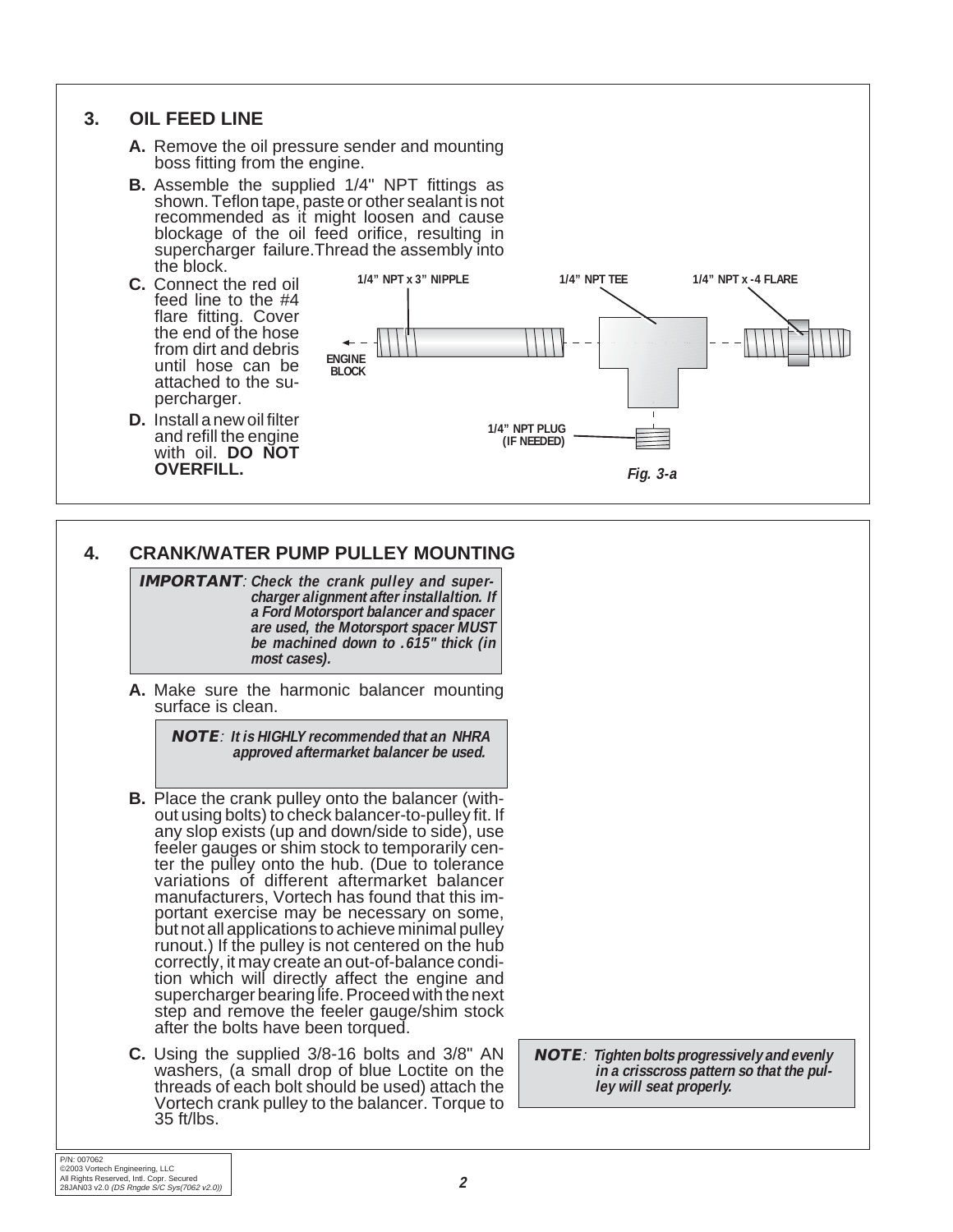## 3. OIL FEED LINE

**A.** Remove the oil pressure sender and mounting boss fitting from the engine.

**B.** Assemble the supplied 1/4" NPT fittings as shown. Teflon tape, paste or other sealant is not recommended as it might loosen and cause blockage of the oil feed orifice, resulting in supercharger failure.Thread the assembly into the block.

**C.** Connect the red oil feed line to the #4 flare fitting. Cover the end of the hose from dirt and debris until hose can be attached to the supercharger.

**D.** Install a new oil filter and refill the engine with oil. **DO NOT OVERFILL.**

1/4" NPT x 3" NIPPLE

1/4" NPT TEE

1/4" NPT x -4 FLARE

ENGINE BLOCK

1/4" NPT PLUG (IF NEEDED)

*Fig. 3-a*

## 4. CRANK/WATER PUMP PULLEY MOUNTING

> ***IMPORTANT**: Check the crank pulley and supercharger alignment after installaltion. If a Ford Motorsport balancer and spacer are used, the Motorsport spacer MUST be machined down to .615" thick (in most cases).*

**A.** Make sure the harmonic balancer mounting surface is clean.

> ***NOTE**: It is HIGHLY recommended that an NHRA approved aftermarket balancer be used.*

**B.** Place the crank pulley onto the balancer (without using bolts) to check balancer-to-pulley fit. If any slop exists (up and down/side to side), use feeler gauges or shim stock to temporarily center the pulley onto the hub. (Due to tolerance variations of different aftermarket balancer manufacturers, Vortech has found that this important exercise may be necessary on some, but not all applications to achieve minimal pulley runout.) If the pulley is not centered on the hub correctly, it may create an out-of-balance condition which will directly affect the engine and supercharger bearing life. Proceed with the next step and remove the feeler gauge/shim stock after the bolts have been torqued.

**C.** Using the supplied 3/8-16 bolts and 3/8" AN washers, (a small drop of blue Loctite on the threads of each bolt should be used) attach the Vortech crank pulley to the balancer. Torque to 35 ft/lbs.

> ***NOTE**: Tighten bolts progressively and evenly in a crisscross pattern so that the pulley will seat properly.*

P/N: 007062
©2003 Vortech Engineering, LLC
All Rights Reserved, Intl. Copr. Secured
28JAN03 v2.0 *(DS Rngde S/C Sys(7062 v2.0))*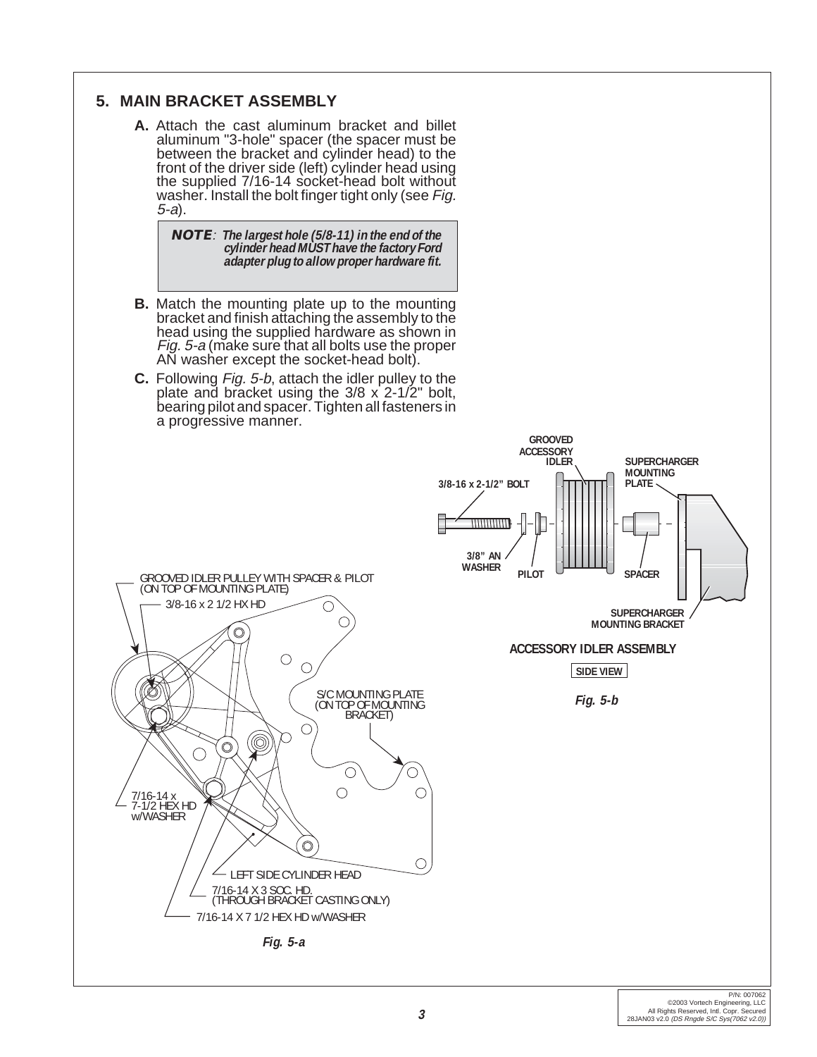## 5. MAIN BRACKET ASSEMBLY

**A.** Attach the cast aluminum bracket and billet aluminum "3-hole" spacer (the spacer must be between the bracket and cylinder head) to the front of the driver side (left) cylinder head using the supplied 7/16-14 socket-head bolt without washer. Install the bolt finger tight only (see *Fig. 5-a*).

> ***NOTE**: The largest hole (5/8-11) in the end of the cylinder head MUST have the factory Ford adapter plug to allow proper hardware fit.*

**B.** Match the mounting plate up to the mounting bracket and finish attaching the assembly to the head using the supplied hardware as shown in *Fig. 5-a* (make sure that all bolts use the proper AN washer except the socket-head bolt).

**C.** Following *Fig. 5-b*, attach the idler pulley to the plate and bracket using the 3/8 x 2-1/2" bolt, bearing pilot and spacer. Tighten all fasteners in a progressive manner.

GROOVED ACCESSORY IDLER
SUPERCHARGER MOUNTING PLATE
3/8-16 x 2-1/2" BOLT
3/8" AN WASHER
PILOT
SPACER
SUPERCHARGER MOUNTING BRACKET

ACCESSORY IDLER ASSEMBLY

SIDE VIEW

*Fig. 5-b*

GROOVED IDLER PULLEY WITH SPACER & PILOT (ON TOP OF MOUNTING PLATE)
3/8-16 x 2 1/2 HX HD
S/C MOUNTING PLATE (ON TOP OF MOUNTING BRACKET)
7/16-14 x 7-1/2 HEX HD w/WASHER
LEFT SIDE CYLINDER HEAD
7/16-14 X 3 SOC. HD. (THROUGH BRACKET CASTING ONLY)
7/16-14 X 7 1/2 HEX HD w/WASHER

*Fig. 5-a*

P/N: 007062
©2003 Vortech Engineering, LLC
All Rights Reserved, Intl. Copr. Secured
28JAN03 v2.0 *(DS Rngde S/C Sys(7062 v2.0))*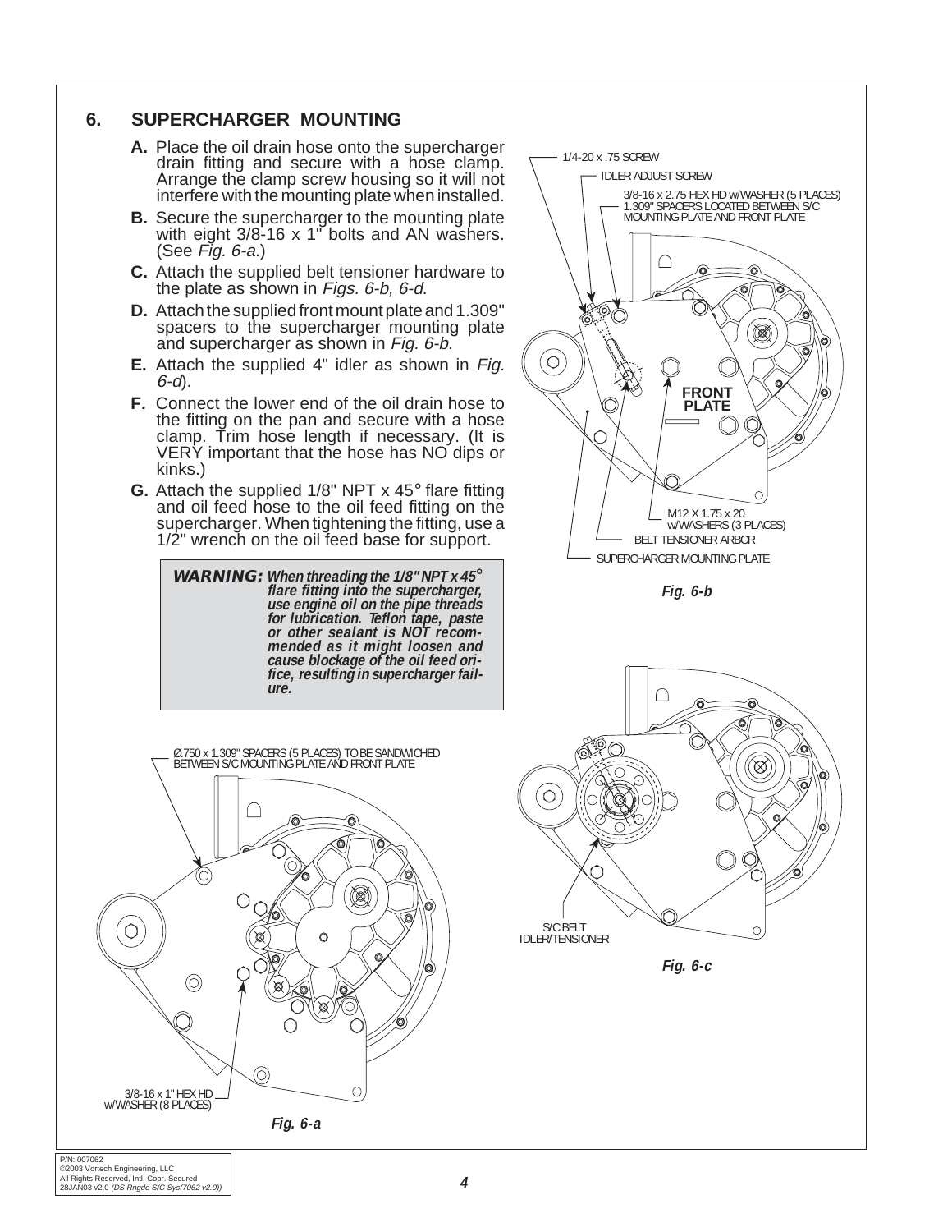## 6. SUPERCHARGER MOUNTING

**A.** Place the oil drain hose onto the supercharger drain fitting and secure with a hose clamp. Arrange the clamp screw housing so it will not interfere with the mounting plate when installed.

**B.** Secure the supercharger to the mounting plate with eight 3/8-16 x 1" bolts and AN washers. (See *Fig. 6-a*.)

**C.** Attach the supplied belt tensioner hardware to the plate as shown in *Figs. 6-b, 6-d*.

**D.** Attach the supplied front mount plate and 1.309" spacers to the supercharger mounting plate and supercharger as shown in *Fig. 6-b*.

**E.** Attach the supplied 4" idler as shown in *Fig. 6-d*).

**F.** Connect the lower end of the oil drain hose to the fitting on the pan and secure with a hose clamp. Trim hose length if necessary. (It is VERY important that the hose has NO dips or kinks.)

**G.** Attach the supplied 1/8" NPT x 45° flare fitting and oil feed hose to the oil feed fitting on the supercharger. When tightening the fitting, use a 1/2" wrench on the oil feed base for support.

> ***WARNING:*** ***When threading the 1/8" NPT x 45° flare fitting into the supercharger, use engine oil on the pipe threads for lubrication. Teflon tape, paste or other sealant is NOT recommended as it might loosen and cause blockage of the oil feed orifice, resulting in supercharger failure.***

1/4-20 x .75 SCREW
IDLER ADJUST SCREW
3/8-16 x 2.75 HEX HD w/WASHER (5 PLACES) 1.309" SPACERS LOCATED BETWEEN S/C MOUNTING PLATE AND FRONT PLATE
FRONT PLATE
M12 X 1.75 x 20 w/WASHERS (3 PLACES)
BELT TENSIONER ARBOR
SUPERCHARGER MOUNTING PLATE

*Fig. 6-b*

Ø.750 x 1.309" SPACERS (5 PLACES) TO BE SANDWICHED BETWEEN S/C MOUNTING PLATE AND FRONT PLATE
3/8-16 x 1" HEX HD w/WASHER (8 PLACES)

*Fig. 6-a*

S/C BELT IDLER/TENSIONER

*Fig. 6-c*

P/N: 007062
©2003 Vortech Engineering, LLC
All Rights Reserved, Intl. Copr. Secured
28JAN03 v2.0 *(DS Rngde S/C Sys(7062 v2.0))*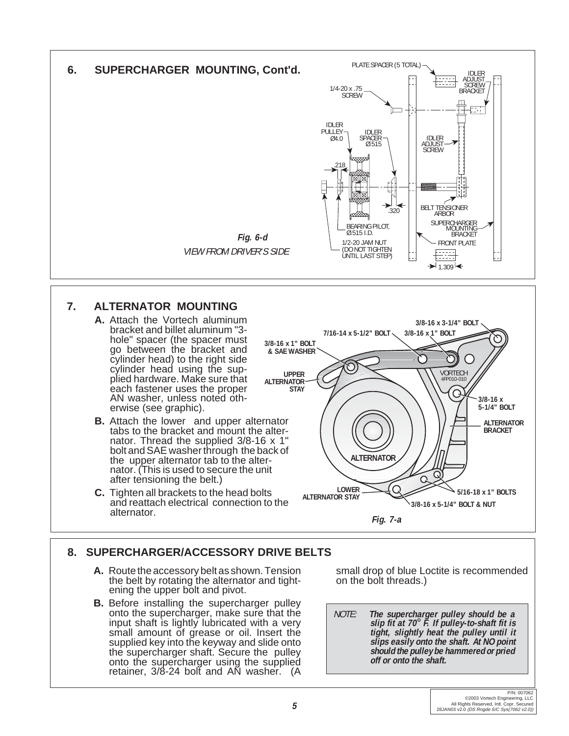## 6. SUPERCHARGER MOUNTING, Cont'd.

PLATE SPACER (5 TOTAL)

IDLER ADJUST SCREW BRACKET

1/4-20 x .75 SCREW

IDLER PULLEY Ø4.0

IDLER SPACER Ø.515

IDLER ADJUST SCREW

.218

.320

BELT TENSIONER ARBOR

BEARING PILOT, Ø.515 I.D.

SUPERCHARGER MOUNTING BRACKET

1/2-20 JAM NUT (DO NOT TIGHTEN UNTIL LAST STEP)

FRONT PLATE

1.309

*Fig. 6-d*

*VIEW FROM DRIVER'S SIDE*

## 7. ALTERNATOR MOUNTING

**A.** Attach the Vortech aluminum bracket and billet aluminum "3-hole" spacer (the spacer must go between the bracket and cylinder head) to the right side cylinder head using the supplied hardware. Make sure that each fastener uses the proper AN washer, unless noted otherwise (see graphic).

**B.** Attach the lower and upper alternator tabs to the bracket and mount the alternator. Thread the supplied 3/8-16 x 1" bolt and SAE washer through the back of the upper alternator tab to the alternator. (This is used to secure the unit after tensioning the belt.)

**C.** Tighten all brackets to the head bolts and reattach electrical connection to the alternator.

3/8-16 x 3-1/4" BOLT

7/16-14 x 5-1/2" BOLT

3/8-16 x 1" BOLT

3/8-16 x 1" BOLT & SAE WASHER

UPPER ALTERNATOR STAY

VORTECH 4FP010-010

3/8-16 x 5-1/4" BOLT

ALTERNATOR BRACKET

ALTERNATOR

LOWER ALTERNATOR STAY

5/16-18 x 1" BOLTS

3/8-16 x 5-1/4" BOLT & NUT

*Fig. 7-a*

## 8. SUPERCHARGER/ACCESSORY DRIVE BELTS

**A.** Route the accessory belt as shown. Tension the belt by rotating the alternator and tightening the upper bolt and pivot.

**B.** Before installing the supercharger pulley onto the supercharger, make sure that the input shaft is lightly lubricated with a very small amount of grease or oil. Insert the supplied key into the keyway and slide onto the supercharger shaft. Secure the pulley onto the supercharger using the supplied retainer, 3/8-24 bolt and AN washer. (A small drop of blue Loctite is recommended on the bolt threads.)

*NOTE:* ***The supercharger pulley should be a slip fit at 70° F. If pulley-to-shaft fit is tight, slightly heat the pulley until it slips easily onto the shaft. At NO point should the pulley be hammered or pried off or onto the shaft.***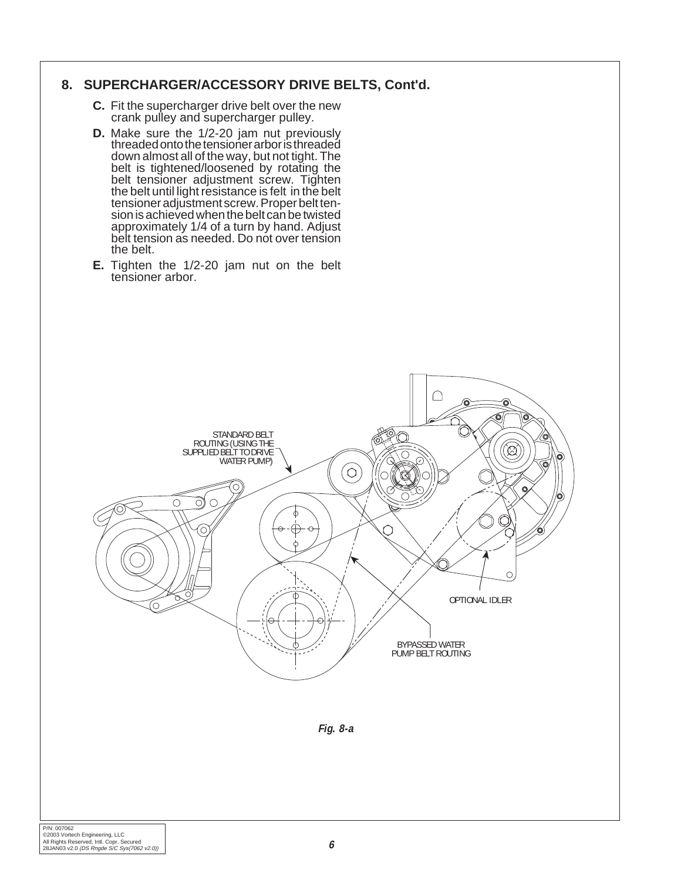## 8. SUPERCHARGER/ACCESSORY DRIVE BELTS, Cont'd.

**C.** Fit the supercharger drive belt over the new crank pulley and supercharger pulley.

**D.** Make sure the 1/2-20 jam nut previously threaded onto the tensioner arbor is threaded down almost all of the way, but not tight. The belt is tightened/loosened by rotating the belt tensioner adjustment screw. Tighten the belt until light resistance is felt in the belt tensioner adjustment screw. Proper belt tension is achieved when the belt can be twisted approximately 1/4 of a turn by hand. Adjust belt tension as needed. Do not over tension the belt.

**E.** Tighten the 1/2-20 jam nut on the belt tensioner arbor.

STANDARD BELT ROUTING (USING THE SUPPLIED BELT TO DRIVE WATER PUMP)

OPTIONAL IDLER

BYPASSED WATER PUMP BELT ROUTING

***Fig. 8-a***

P/N: 007062
©2003 Vortech Engineering, LLC
All Rights Reserved, Intl. Copr. Secured
28JAN03 v2.0 *(DS Rngde S/C Sys(7062 v2.0))*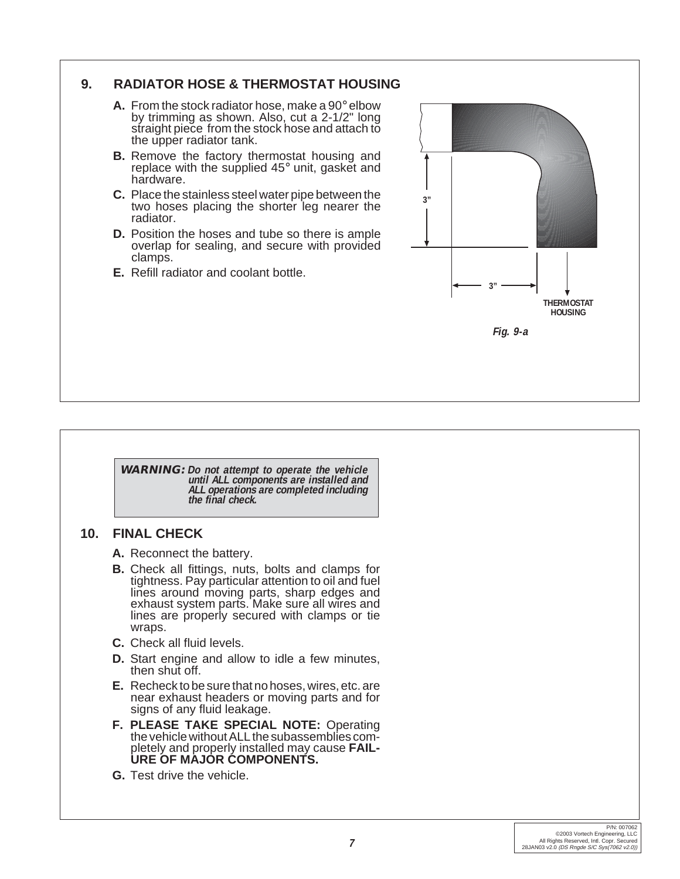## 9. RADIATOR HOSE & THERMOSTAT HOUSING

**A.** From the stock radiator hose, make a 90° elbow by trimming as shown. Also, cut a 2-1/2" long straight piece from the stock hose and attach to the upper radiator tank.

**B.** Remove the factory thermostat housing and replace with the supplied 45° unit, gasket and hardware.

**C.** Place the stainless steel water pipe between the two hoses placing the shorter leg nearer the radiator.

**D.** Position the hoses and tube so there is ample overlap for sealing, and secure with provided clamps.

**E.** Refill radiator and coolant bottle.

3"

3"

THERMOSTAT HOUSING

*Fig. 9-a*

***WARNING:*** ***Do not attempt to operate the vehicle until ALL components are installed and ALL operations are completed including the final check.***

## 10. FINAL CHECK

**A.** Reconnect the battery.

**B.** Check all fittings, nuts, bolts and clamps for tightness. Pay particular attention to oil and fuel lines around moving parts, sharp edges and exhaust system parts. Make sure all wires and lines are properly secured with clamps or tie wraps.

**C.** Check all fluid levels.

**D.** Start engine and allow to idle a few minutes, then shut off.

**E.** Recheck to be sure that no hoses, wires, etc. are near exhaust headers or moving parts and for signs of any fluid leakage.

**F. PLEASE TAKE SPECIAL NOTE:** Operating the vehicle without ALL the subassemblies completely and properly installed may cause **FAILURE OF MAJOR COMPONENTS.**

**G.** Test drive the vehicle.

P/N: 007062
©2003 Vortech Engineering, LLC
All Rights Reserved, Intl. Copr. Secured
28JAN03 v2.0 *(DS Rngde S/C Sys(7062 v2.0))*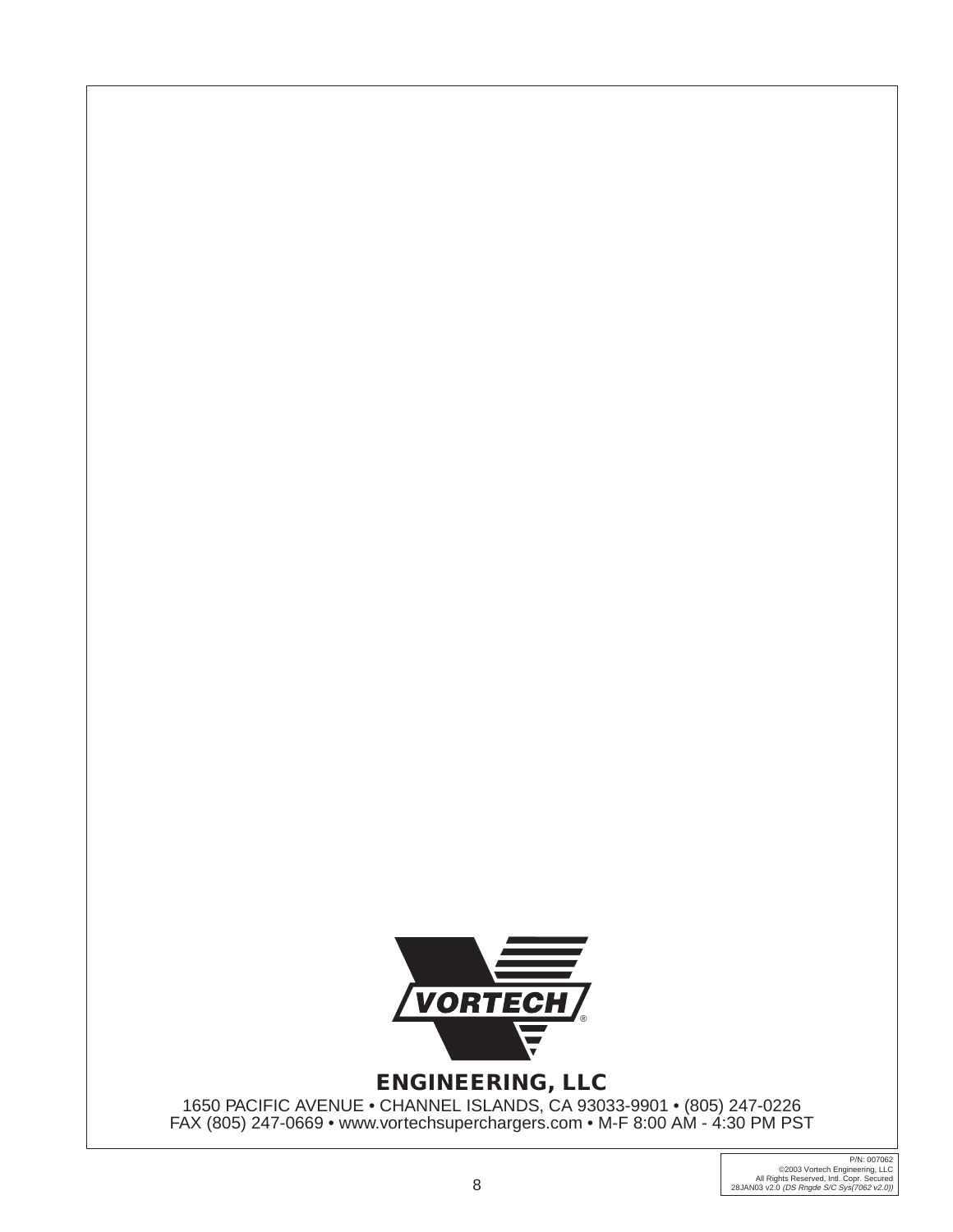VORTECH®

**ENGINEERING, LLC**

1650 PACIFIC AVENUE • CHANNEL ISLANDS, CA 93033-9901 • (805) 247-0226
FAX (805) 247-0669 • www.vortechsuperchargers.com • M-F 8:00 AM - 4:30 PM PST

P/N: 007062
©2003 Vortech Engineering, LLC
All Rights Reserved, Intl. Copr. Secured
28JAN03 v2.0 *(DS Rngde S/C Sys(7062 v2.0))*